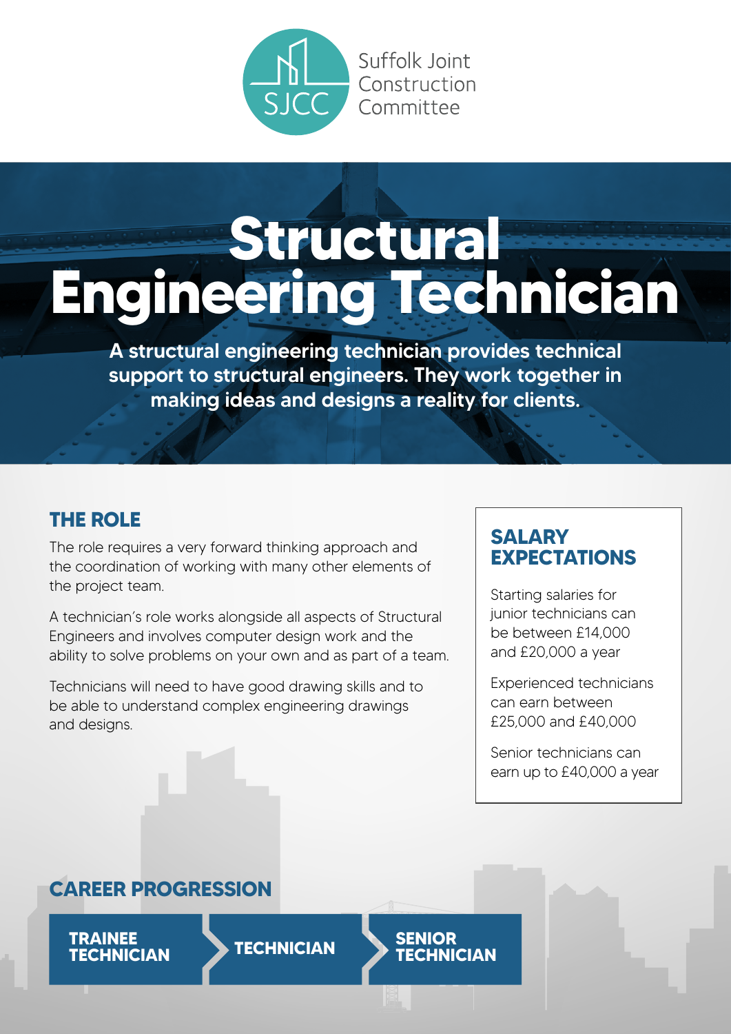Suffolk Joint Construction Committee

# Structural Engineering Technician

**A structural engineering technician provides technical support to structural engineers. They work together in making ideas and designs a reality for clients.**

## THE ROLE

The role requires a very forward thinking approach and the coordination of working with many other elements of the project team.

A technician's role works alongside all aspects of Structural Engineers and involves computer design work and the ability to solve problems on your own and as part of a team.

Technicians will need to have good drawing skills and to be able to understand complex engineering drawings and designs.

## SALARY EXPECTATIONS

Starting salaries for junior technicians can be between £14,000 and £20,000 a year

Experienced technicians can earn between £25,000 and £40,000

Senior technicians can earn up to £40,000 a year

## CAREER PROGRESSION

**TRAINEE TECHNICIAN** → **TECHNICIAN** → **SENIOR TECHNICIAN**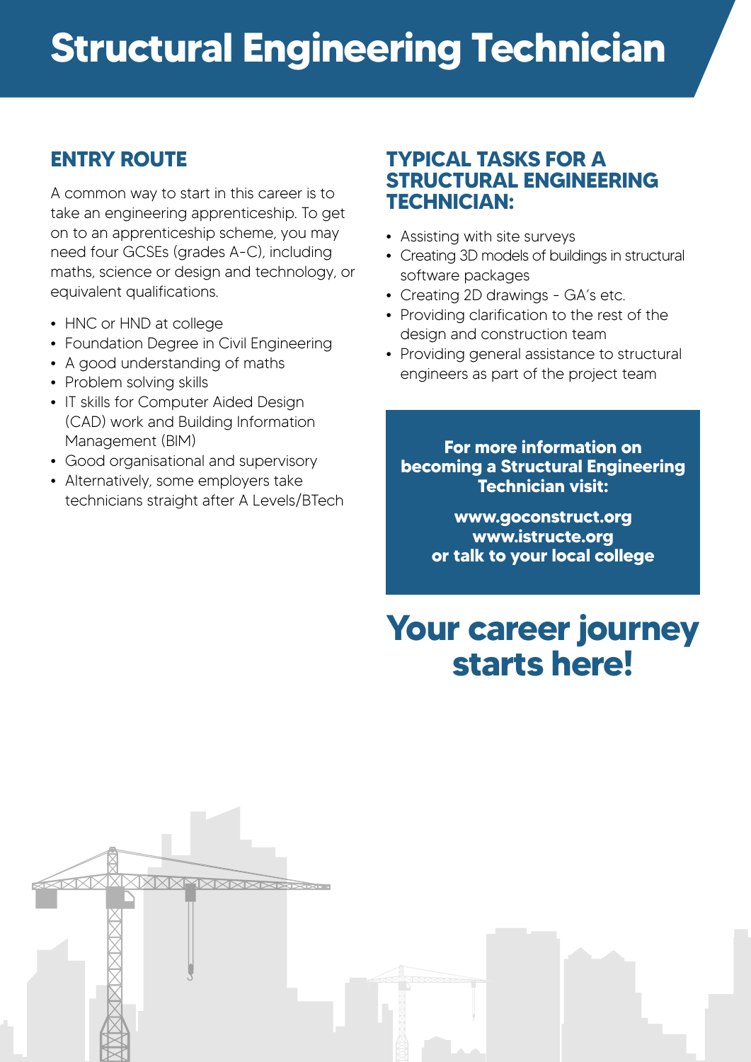# Structural Engineering Technician

## ENTRY ROUTE

A common way to start in this career is to take an engineering apprenticeship. To get on to an apprenticeship scheme, you may need four GCSEs (grades A-C), including maths, science or design and technology, or equivalent qualifications.

- HNC or HND at college
- Foundation Degree in Civil Engineering
- A good understanding of maths
- Problem solving skills
- IT skills for Computer Aided Design (CAD) work and Building Information Management (BIM)
- Good organisational and supervisory
- Alternatively, some employers take technicians straight after A Levels/BTech

## TYPICAL TASKS FOR A STRUCTURAL ENGINEERING TECHNICIAN:

- Assisting with site surveys
- Creating 3D models of buildings in structural software packages
- Creating 2D drawings - GA's etc.
- Providing clarification to the rest of the design and construction team
- Providing general assistance to structural engineers as part of the project team

**For more information on becoming a Structural Engineering Technician visit:**

**www.goconstruct.org**
**www.istructe.org**
**or talk to your local college**

## Your career journey starts here!